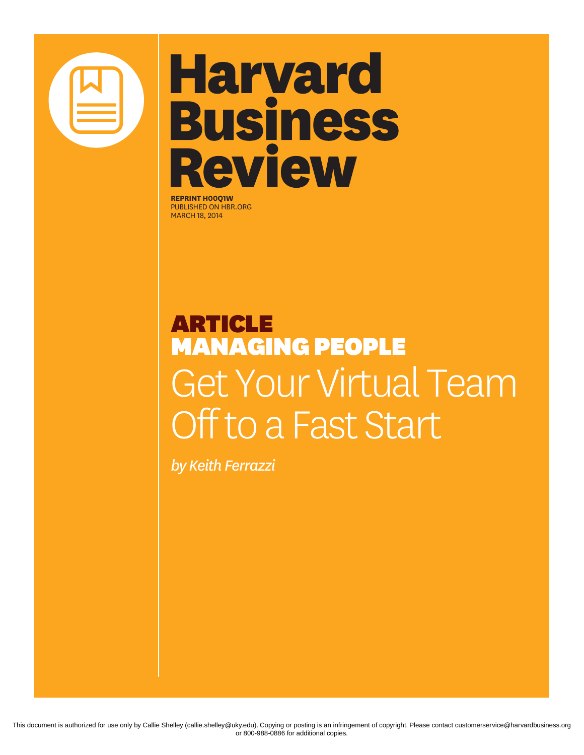# Harvard Business Review

**REPRINT H00Q1W**
PUBLISHED ON HBR.ORG
MARCH 18, 2014

## ARTICLE
## MANAGING PEOPLE

# Get Your Virtual Team Off to a Fast Start

*by Keith Ferrazzi*

This document is authorized for use only by Callie Shelley (callie.shelley@uky.edu). Copying or posting is an infringement of copyright. Please contact customerservice@harvardbusiness.org or 800-988-0886 for additional copies.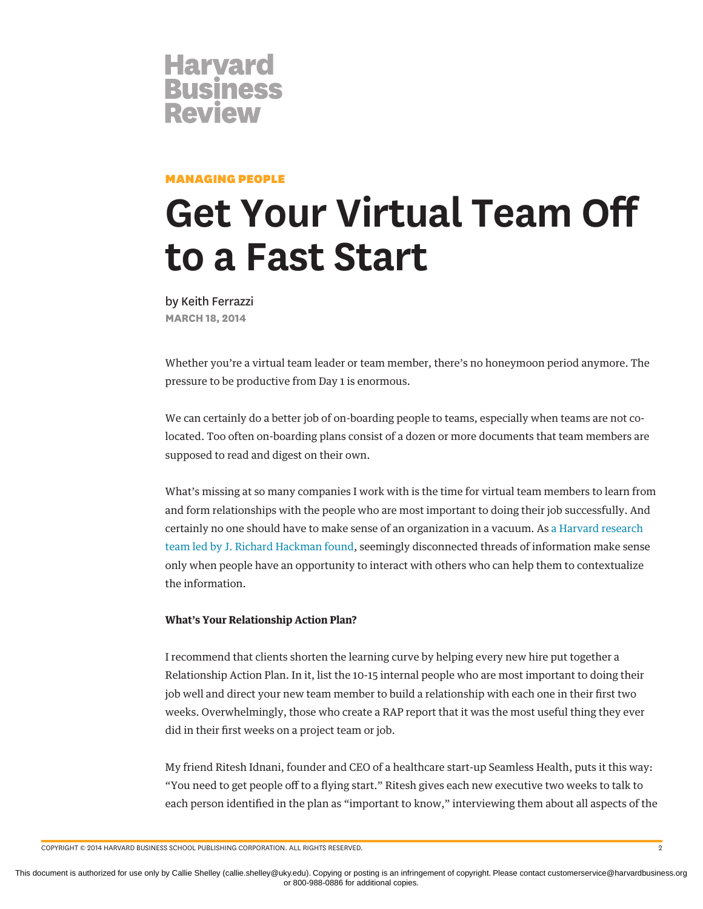Harvard Business Review

MANAGING PEOPLE

# Get Your Virtual Team Off to a Fast Start

by Keith Ferrazzi

MARCH 18, 2014

Whether you're a virtual team leader or team member, there's no honeymoon period anymore. The pressure to be productive from Day 1 is enormous.

We can certainly do a better job of on-boarding people to teams, especially when teams are not co-located. Too often on-boarding plans consist of a dozen or more documents that team members are supposed to read and digest on their own.

What's missing at so many companies I work with is the time for virtual team members to learn from and form relationships with the people who are most important to doing their job successfully. And certainly no one should have to make sense of an organization in a vacuum. As a Harvard research team led by J. Richard Hackman found, seemingly disconnected threads of information make sense only when people have an opportunity to interact with others who can help them to contextualize the information.

**What's Your Relationship Action Plan?**

I recommend that clients shorten the learning curve by helping every new hire put together a Relationship Action Plan. In it, list the 10-15 internal people who are most important to doing their job well and direct your new team member to build a relationship with each one in their first two weeks. Overwhelmingly, those who create a RAP report that it was the most useful thing they ever did in their first weeks on a project team or job.

My friend Ritesh Idnani, founder and CEO of a healthcare start-up Seamless Health, puts it this way: "You need to get people off to a flying start." Ritesh gives each new executive two weeks to talk to each person identified in the plan as "important to know," interviewing them about all aspects of the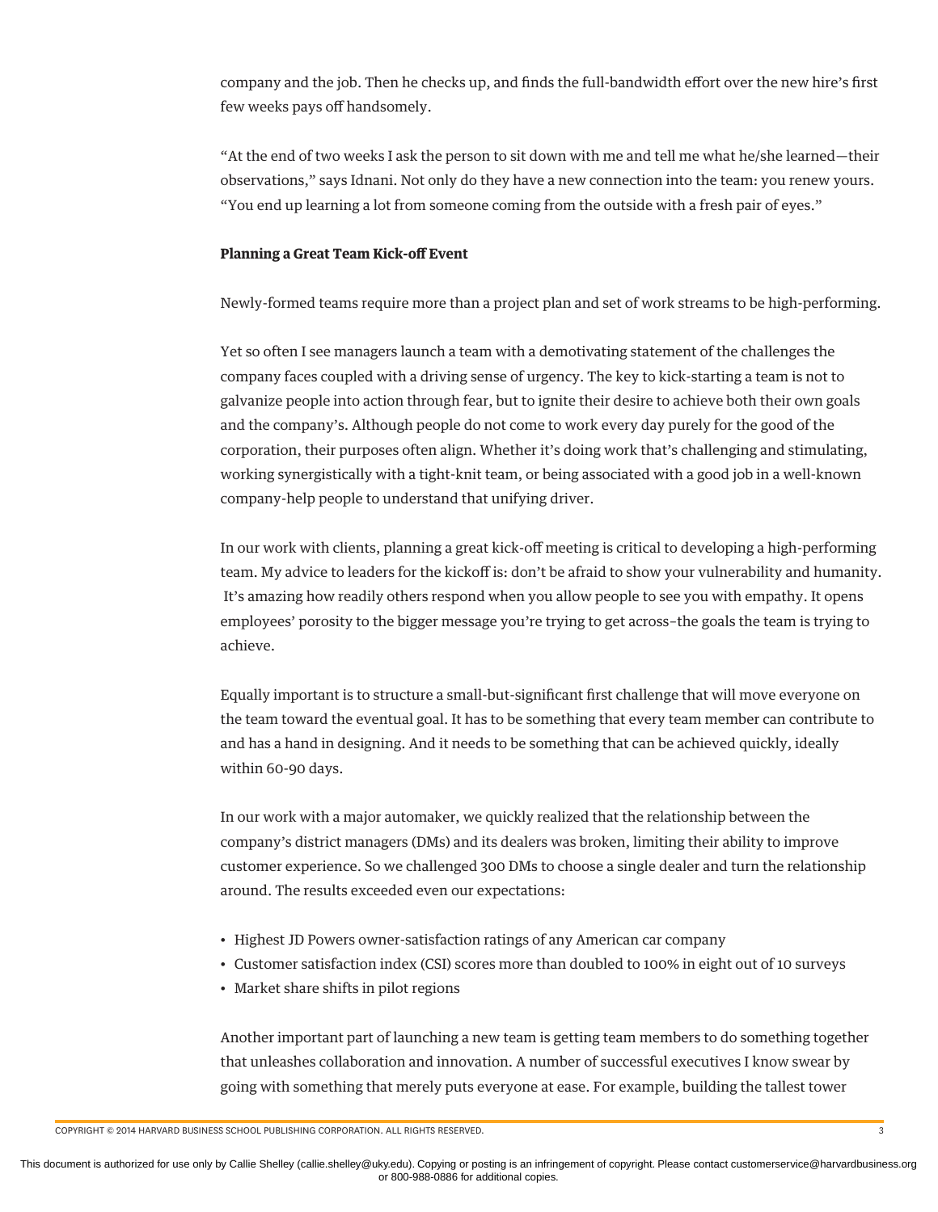company and the job. Then he checks up, and finds the full-bandwidth effort over the new hire's first few weeks pays off handsomely.

"At the end of two weeks I ask the person to sit down with me and tell me what he/she learned—their observations," says Idnani. Not only do they have a new connection into the team: you renew yours. "You end up learning a lot from someone coming from the outside with a fresh pair of eyes."

**Planning a Great Team Kick-off Event**

Newly-formed teams require more than a project plan and set of work streams to be high-performing.

Yet so often I see managers launch a team with a demotivating statement of the challenges the company faces coupled with a driving sense of urgency. The key to kick-starting a team is not to galvanize people into action through fear, but to ignite their desire to achieve both their own goals and the company's. Although people do not come to work every day purely for the good of the corporation, their purposes often align. Whether it's doing work that's challenging and stimulating, working synergistically with a tight-knit team, or being associated with a good job in a well-known company-help people to understand that unifying driver.

In our work with clients, planning a great kick-off meeting is critical to developing a high-performing team. My advice to leaders for the kickoff is: don't be afraid to show your vulnerability and humanity. It's amazing how readily others respond when you allow people to see you with empathy. It opens employees' porosity to the bigger message you're trying to get across–the goals the team is trying to achieve.

Equally important is to structure a small-but-significant first challenge that will move everyone on the team toward the eventual goal. It has to be something that every team member can contribute to and has a hand in designing. And it needs to be something that can be achieved quickly, ideally within 60-90 days.

In our work with a major automaker, we quickly realized that the relationship between the company's district managers (DMs) and its dealers was broken, limiting their ability to improve customer experience. So we challenged 300 DMs to choose a single dealer and turn the relationship around. The results exceeded even our expectations:

- Highest JD Powers owner-satisfaction ratings of any American car company
- Customer satisfaction index (CSI) scores more than doubled to 100% in eight out of 10 surveys
- Market share shifts in pilot regions

Another important part of launching a new team is getting team members to do something together that unleashes collaboration and innovation. A number of successful executives I know swear by going with something that merely puts everyone at ease. For example, building the tallest tower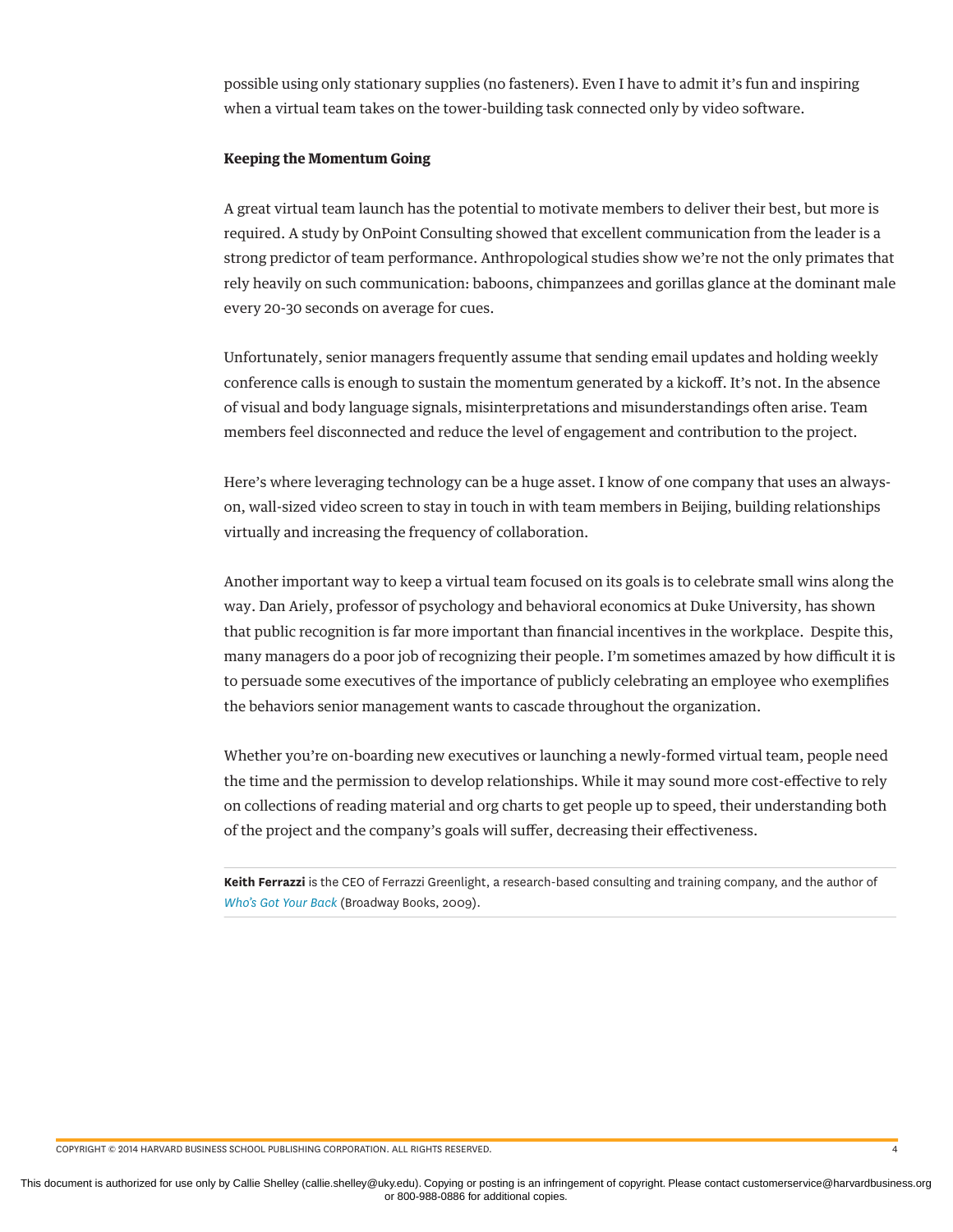possible using only stationary supplies (no fasteners). Even I have to admit it's fun and inspiring when a virtual team takes on the tower-building task connected only by video software.

**Keeping the Momentum Going**

A great virtual team launch has the potential to motivate members to deliver their best, but more is required. A study by OnPoint Consulting showed that excellent communication from the leader is a strong predictor of team performance. Anthropological studies show we're not the only primates that rely heavily on such communication: baboons, chimpanzees and gorillas glance at the dominant male every 20-30 seconds on average for cues.

Unfortunately, senior managers frequently assume that sending email updates and holding weekly conference calls is enough to sustain the momentum generated by a kickoff. It's not. In the absence of visual and body language signals, misinterpretations and misunderstandings often arise. Team members feel disconnected and reduce the level of engagement and contribution to the project.

Here's where leveraging technology can be a huge asset. I know of one company that uses an always-on, wall-sized video screen to stay in touch in with team members in Beijing, building relationships virtually and increasing the frequency of collaboration.

Another important way to keep a virtual team focused on its goals is to celebrate small wins along the way. Dan Ariely, professor of psychology and behavioral economics at Duke University, has shown that public recognition is far more important than financial incentives in the workplace. Despite this, many managers do a poor job of recognizing their people. I'm sometimes amazed by how difficult it is to persuade some executives of the importance of publicly celebrating an employee who exemplifies the behaviors senior management wants to cascade throughout the organization.

Whether you're on-boarding new executives or launching a newly-formed virtual team, people need the time and the permission to develop relationships. While it may sound more cost-effective to rely on collections of reading material and org charts to get people up to speed, their understanding both of the project and the company's goals will suffer, decreasing their effectiveness.

---

**Keith Ferrazzi** is the CEO of Ferrazzi Greenlight, a research-based consulting and training company, and the author of *Who's Got Your Back* (Broadway Books, 2009).

---

COPYRIGHT © 2014 HARVARD BUSINESS SCHOOL PUBLISHING CORPORATION. ALL RIGHTS RESERVED.

This document is authorized for use only by Callie Shelley (callie.shelley@uky.edu). Copying or posting is an infringement of copyright. Please contact customerservice@harvardbusiness.org or 800-988-0886 for additional copies.